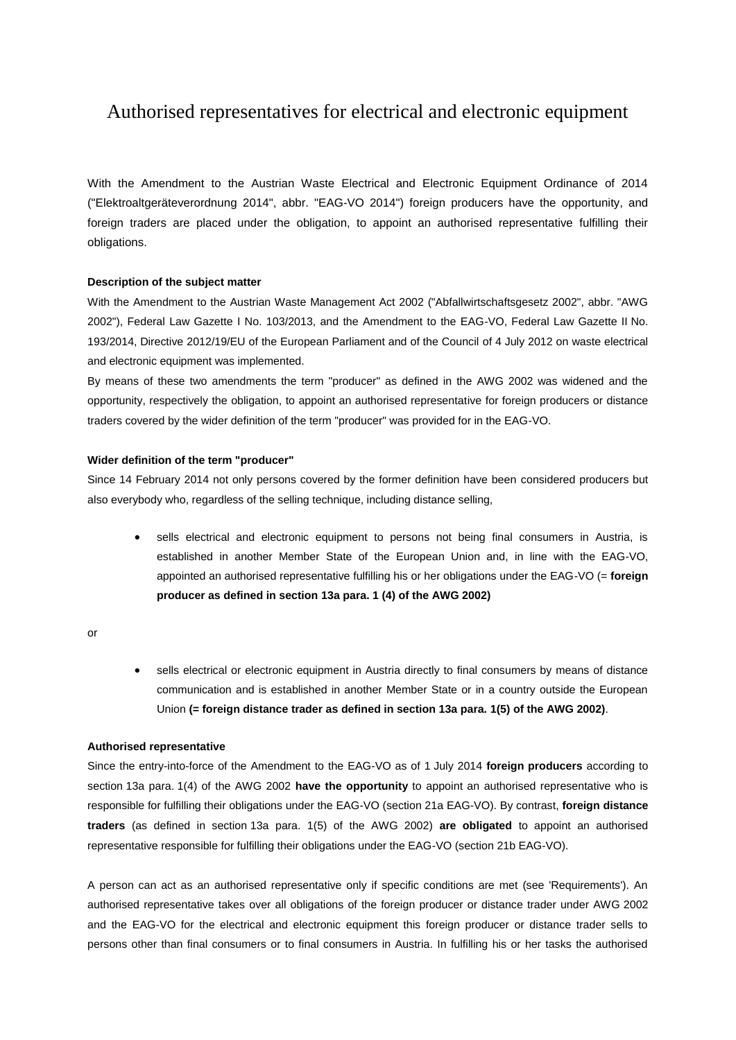# Authorised representatives for electrical and electronic equipment

With the Amendment to the Austrian Waste Electrical and Electronic Equipment Ordinance of 2014 ("Elektroaltgeräteverordnung 2014", abbr. "EAG-VO 2014") foreign producers have the opportunity, and foreign traders are placed under the obligation, to appoint an authorised representative fulfilling their obligations.

**Description of the subject matter**

With the Amendment to the Austrian Waste Management Act 2002 ("Abfallwirtschaftsgesetz 2002", abbr. "AWG 2002"), Federal Law Gazette I No. 103/2013, and the Amendment to the EAG-VO, Federal Law Gazette II No. 193/2014, Directive 2012/19/EU of the European Parliament and of the Council of 4 July 2012 on waste electrical and electronic equipment was implemented.

By means of these two amendments the term "producer" as defined in the AWG 2002 was widened and the opportunity, respectively the obligation, to appoint an authorised representative for foreign producers or distance traders covered by the wider definition of the term "producer" was provided for in the EAG-VO.

**Wider definition of the term "producer"**

Since 14 February 2014 not only persons covered by the former definition have been considered producers but also everybody who, regardless of the selling technique, including distance selling,

- sells electrical and electronic equipment to persons not being final consumers in Austria, is established in another Member State of the European Union and, in line with the EAG-VO, appointed an authorised representative fulfilling his or her obligations under the EAG-VO (= **foreign producer as defined in section 13a para. 1 (4) of the AWG 2002)**

or

- sells electrical or electronic equipment in Austria directly to final consumers by means of distance communication and is established in another Member State or in a country outside the European Union **(= foreign distance trader as defined in section 13a para. 1(5) of the AWG 2002)**.

**Authorised representative**

Since the entry-into-force of the Amendment to the EAG-VO as of 1 July 2014 **foreign producers** according to section 13a para. 1(4) of the AWG 2002 **have the opportunity** to appoint an authorised representative who is responsible for fulfilling their obligations under the EAG-VO (section 21a EAG-VO). By contrast, **foreign distance traders** (as defined in section 13a para. 1(5) of the AWG 2002) **are obligated** to appoint an authorised representative responsible for fulfilling their obligations under the EAG-VO (section 21b EAG-VO).

A person can act as an authorised representative only if specific conditions are met (see 'Requirements'). An authorised representative takes over all obligations of the foreign producer or distance trader under AWG 2002 and the EAG-VO for the electrical and electronic equipment this foreign producer or distance trader sells to persons other than final consumers or to final consumers in Austria. In fulfilling his or her tasks the authorised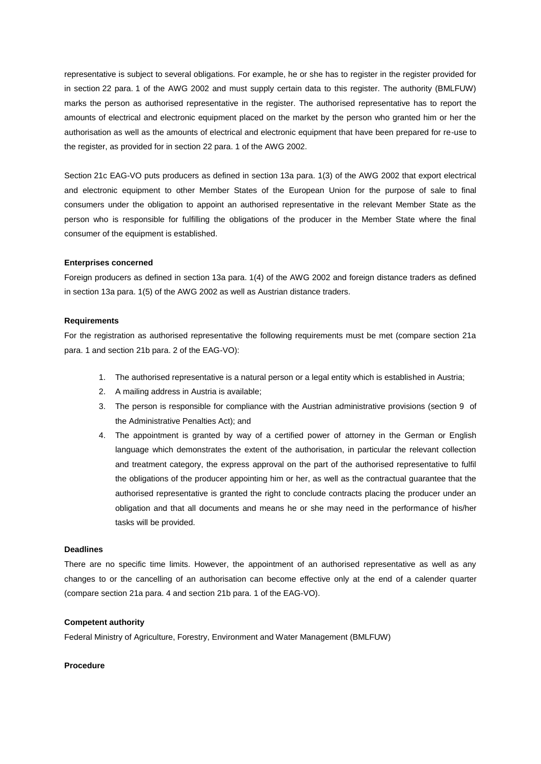representative is subject to several obligations. For example, he or she has to register in the register provided for in section 22 para. 1 of the AWG 2002 and must supply certain data to this register. The authority (BMLFUW) marks the person as authorised representative in the register. The authorised representative has to report the amounts of electrical and electronic equipment placed on the market by the person who granted him or her the authorisation as well as the amounts of electrical and electronic equipment that have been prepared for re-use to the register, as provided for in section 22 para. 1 of the AWG 2002.

Section 21c EAG-VO puts producers as defined in section 13a para. 1(3) of the AWG 2002 that export electrical and electronic equipment to other Member States of the European Union for the purpose of sale to final consumers under the obligation to appoint an authorised representative in the relevant Member State as the person who is responsible for fulfilling the obligations of the producer in the Member State where the final consumer of the equipment is established.

**Enterprises concerned**

Foreign producers as defined in section 13a para. 1(4) of the AWG 2002 and foreign distance traders as defined in section 13a para. 1(5) of the AWG 2002 as well as Austrian distance traders.

**Requirements**

For the registration as authorised representative the following requirements must be met (compare section 21a para. 1 and section 21b para. 2 of the EAG-VO):

1. The authorised representative is a natural person or a legal entity which is established in Austria;
2. A mailing address in Austria is available;
3. The person is responsible for compliance with the Austrian administrative provisions (section 9 of the Administrative Penalties Act); and
4. The appointment is granted by way of a certified power of attorney in the German or English language which demonstrates the extent of the authorisation, in particular the relevant collection and treatment category, the express approval on the part of the authorised representative to fulfil the obligations of the producer appointing him or her, as well as the contractual guarantee that the authorised representative is granted the right to conclude contracts placing the producer under an obligation and that all documents and means he or she may need in the performance of his/her tasks will be provided.

**Deadlines**

There are no specific time limits. However, the appointment of an authorised representative as well as any changes to or the cancelling of an authorisation can become effective only at the end of a calender quarter (compare section 21a para. 4 and section 21b para. 1 of the EAG-VO).

**Competent authority**

Federal Ministry of Agriculture, Forestry, Environment and Water Management (BMLFUW)

**Procedure**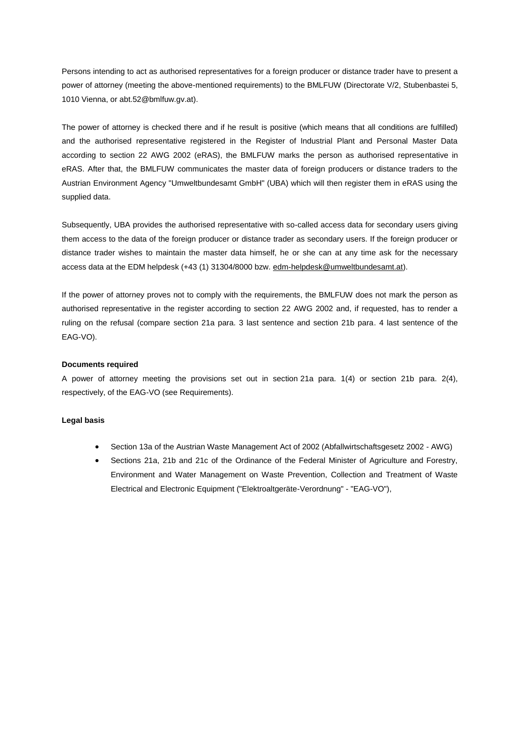Persons intending to act as authorised representatives for a foreign producer or distance trader have to present a power of attorney (meeting the above-mentioned requirements) to the BMLFUW (Directorate V/2, Stubenbastei 5, 1010 Vienna, or abt.52@bmlfuw.gv.at).

The power of attorney is checked there and if he result is positive (which means that all conditions are fulfilled) and the authorised representative registered in the Register of Industrial Plant and Personal Master Data according to section 22 AWG 2002 (eRAS), the BMLFUW marks the person as authorised representative in eRAS. After that, the BMLFUW communicates the master data of foreign producers or distance traders to the Austrian Environment Agency "Umweltbundesamt GmbH" (UBA) which will then register them in eRAS using the supplied data.

Subsequently, UBA provides the authorised representative with so-called access data for secondary users giving them access to the data of the foreign producer or distance trader as secondary users. If the foreign producer or distance trader wishes to maintain the master data himself, he or she can at any time ask for the necessary access data at the EDM helpdesk (+43 (1) 31304/8000 bzw. edm-helpdesk@umweltbundesamt.at).

If the power of attorney proves not to comply with the requirements, the BMLFUW does not mark the person as authorised representative in the register according to section 22 AWG 2002 and, if requested, has to render a ruling on the refusal (compare section 21a para. 3 last sentence and section 21b para. 4 last sentence of the EAG-VO).

**Documents required**

A power of attorney meeting the provisions set out in section 21a para. 1(4) or section 21b para. 2(4), respectively, of the EAG-VO (see Requirements).

**Legal basis**

- Section 13a of the Austrian Waste Management Act of 2002 (Abfallwirtschaftsgesetz 2002 - AWG)
- Sections 21a, 21b and 21c of the Ordinance of the Federal Minister of Agriculture and Forestry, Environment and Water Management on Waste Prevention, Collection and Treatment of Waste Electrical and Electronic Equipment ("Elektroaltgeräte-Verordnung" - "EAG-VO"),